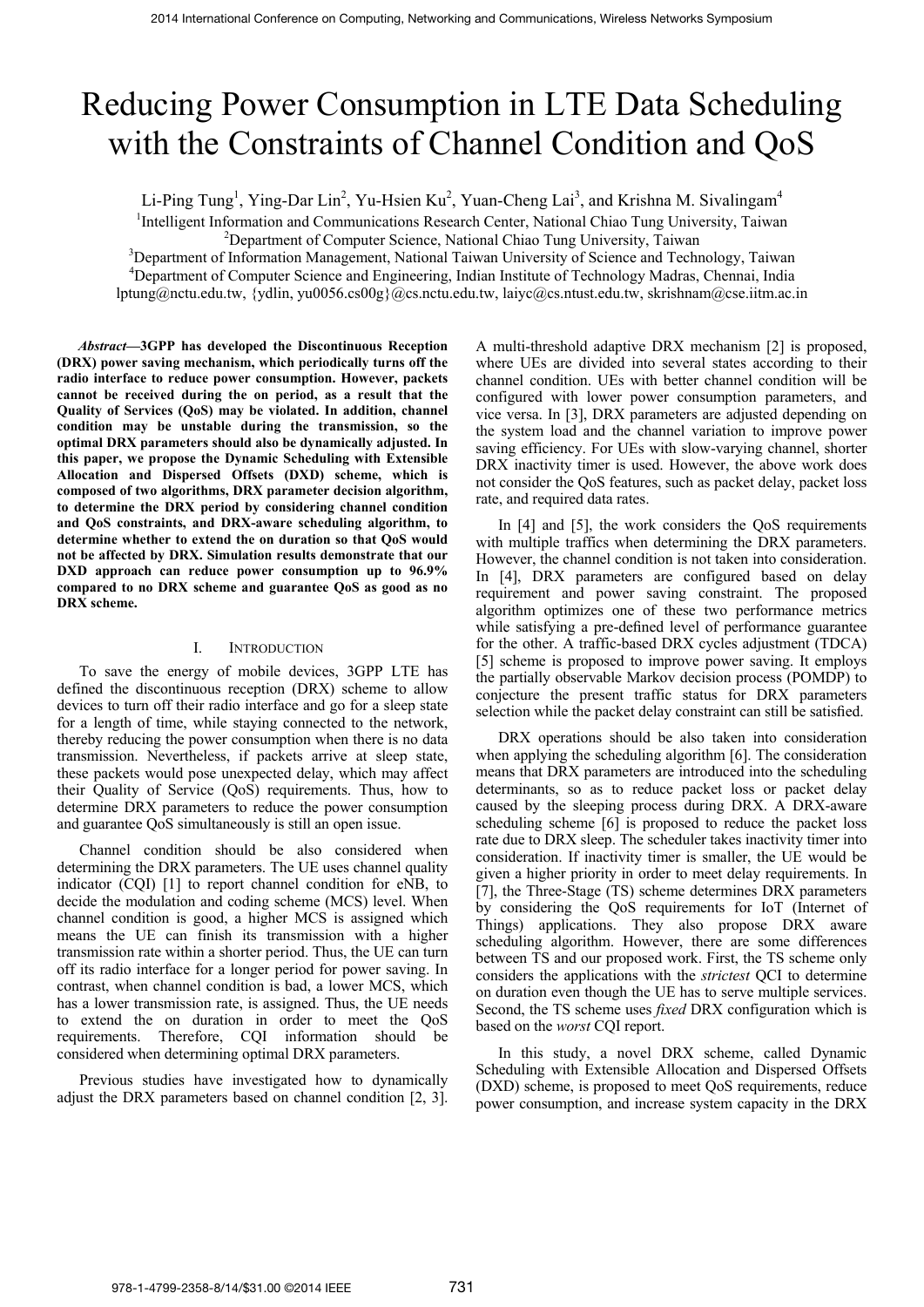# Reducing Power Consumption in LTE Data Scheduling with the Constraints of Channel Condition and QoS

Li-Ping Tung[1], Ying-Dar Lin[2], Yu-Hsien Ku[2], Yuan-Cheng Lai[3], and Krishna M. Sivalingam[4]

[1]Intelligent Information and Communications Research Center, National Chiao Tung University, Taiwan
[2]Department of Computer Science, National Chiao Tung University, Taiwan
[3]Department of Information Management, National Taiwan University of Science and Technology, Taiwan
[4]Department of Computer Science and Engineering, Indian Institute of Technology Madras, Chennai, India

lptung@nctu.edu.tw, {ydlin, yu0056.cs00g}@cs.nctu.edu.tw, laiyc@cs.ntust.edu.tw, skrishnam@cse.iitm.ac.in

***Abstract*—3GPP has developed the Discontinuous Reception (DRX) power saving mechanism, which periodically turns off the radio interface to reduce power consumption. However, packets cannot be received during the on period, as a result that the Quality of Services (QoS) may be violated. In addition, channel condition may be unstable during the transmission, so the optimal DRX parameters should also be dynamically adjusted. In this paper, we propose the Dynamic Scheduling with Extensible Allocation and Dispersed Offsets (DXD) scheme, which is composed of two algorithms, DRX parameter decision algorithm, to determine the DRX period by considering channel condition and QoS constraints, and DRX-aware scheduling algorithm, to determine whether to extend the on duration so that QoS would not be affected by DRX. Simulation results demonstrate that our DXD approach can reduce power consumption up to 96.9% compared to no DRX scheme and guarantee QoS as good as no DRX scheme.**

## I. INTRODUCTION

To save the energy of mobile devices, 3GPP LTE has defined the discontinuous reception (DRX) scheme to allow devices to turn off their radio interface and go for a sleep state for a length of time, while staying connected to the network, thereby reducing the power consumption when there is no data transmission. Nevertheless, if packets arrive at sleep state, these packets would pose unexpected delay, which may affect their Quality of Service (QoS) requirements. Thus, how to determine DRX parameters to reduce the power consumption and guarantee QoS simultaneously is still an open issue.

Channel condition should be also considered when determining the DRX parameters. The UE uses channel quality indicator (CQI) [1] to report channel condition for eNB, to decide the modulation and coding scheme (MCS) level. When channel condition is good, a higher MCS is assigned which means the UE can finish its transmission with a higher transmission rate within a shorter period. Thus, the UE can turn off its radio interface for a longer period for power saving. In contrast, when channel condition is bad, a lower MCS, which has a lower transmission rate, is assigned. Thus, the UE needs to extend the on duration in order to meet the QoS requirements. Therefore, CQI information should be considered when determining optimal DRX parameters.

Previous studies have investigated how to dynamically adjust the DRX parameters based on channel condition [2, 3]. A multi-threshold adaptive DRX mechanism [2] is proposed, where UEs are divided into several states according to their channel condition. UEs with better channel condition will be configured with lower power consumption parameters, and vice versa. In [3], DRX parameters are adjusted depending on the system load and the channel variation to improve power saving efficiency. For UEs with slow-varying channel, shorter DRX inactivity timer is used. However, the above work does not consider the QoS features, such as packet delay, packet loss rate, and required data rates.

In [4] and [5], the work considers the QoS requirements with multiple traffics when determining the DRX parameters. However, the channel condition is not taken into consideration. In [4], DRX parameters are configured based on delay requirement and power saving constraint. The proposed algorithm optimizes one of these two performance metrics while satisfying a pre-defined level of performance guarantee for the other. A traffic-based DRX cycles adjustment (TDCA) [5] scheme is proposed to improve power saving. It employs the partially observable Markov decision process (POMDP) to conjecture the present traffic status for DRX parameters selection while the packet delay constraint can still be satisfied.

DRX operations should be also taken into consideration when applying the scheduling algorithm [6]. The consideration means that DRX parameters are introduced into the scheduling determinants, so as to reduce packet loss or packet delay caused by the sleeping process during DRX. A DRX-aware scheduling scheme [6] is proposed to reduce the packet loss rate due to DRX sleep. The scheduler takes inactivity timer into consideration. If inactivity timer is smaller, the UE would be given a higher priority in order to meet delay requirements. In [7], the Three-Stage (TS) scheme determines DRX parameters by considering the QoS requirements for IoT (Internet of Things) applications. They also propose DRX aware scheduling algorithm. However, there are some differences between TS and our proposed work. First, the TS scheme only considers the applications with the *strictest* QCI to determine on duration even though the UE has to serve multiple services. Second, the TS scheme uses *fixed* DRX configuration which is based on the *worst* CQI report.

In this study, a novel DRX scheme, called Dynamic Scheduling with Extensible Allocation and Dispersed Offsets (DXD) scheme, is proposed to meet QoS requirements, reduce power consumption, and increase system capacity in the DRX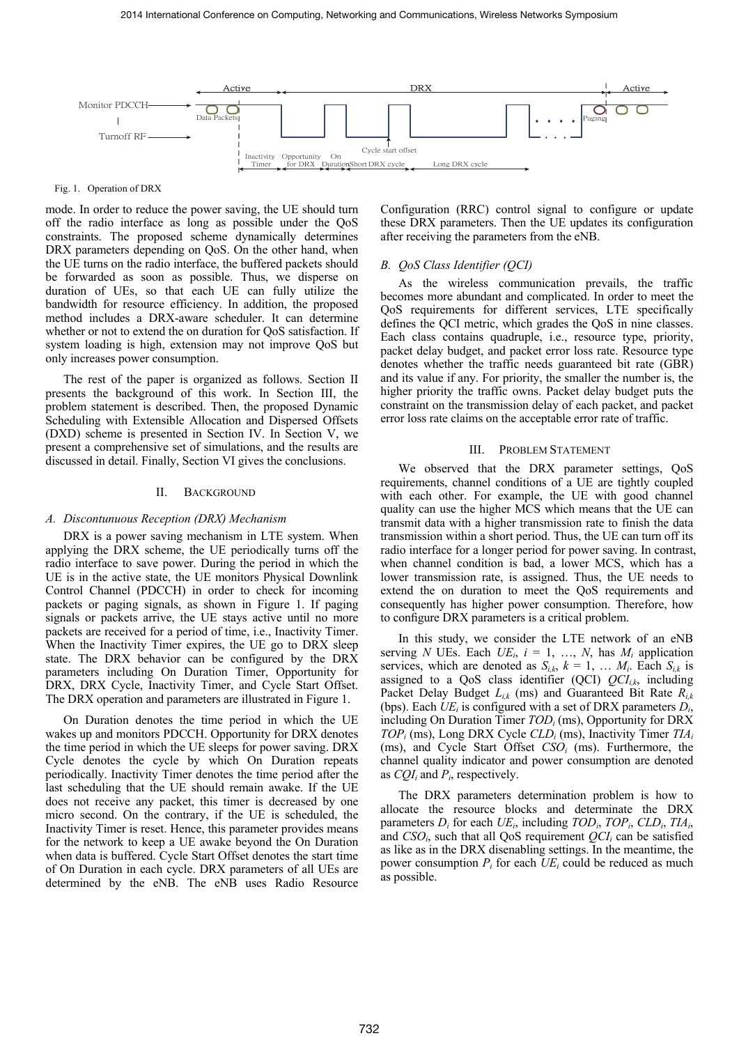Fig. 1. Operation of DRX

mode. In order to reduce the power saving, the UE should turn off the radio interface as long as possible under the QoS constraints. The proposed scheme dynamically determines DRX parameters depending on QoS. On the other hand, when the UE turns on the radio interface, the buffered packets should be forwarded as soon as possible. Thus, we disperse on duration of UEs, so that each UE can fully utilize the bandwidth for resource efficiency. In addition, the proposed method includes a DRX-aware scheduler. It can determine whether or not to extend the on duration for QoS satisfaction. If system loading is high, extension may not improve QoS but only increases power consumption.

The rest of the paper is organized as follows. Section II presents the background of this work. In Section III, the problem statement is described. Then, the proposed Dynamic Scheduling with Extensible Allocation and Dispersed Offsets (DXD) scheme is presented in Section IV. In Section V, we present a comprehensive set of simulations, and the results are discussed in detail. Finally, Section VI gives the conclusions.

## II. Background

### A. Discontunuous Reception (DRX) Mechanism

DRX is a power saving mechanism in LTE system. When applying the DRX scheme, the UE periodically turns off the radio interface to save power. During the period in which the UE is in the active state, the UE monitors Physical Downlink Control Channel (PDCCH) in order to check for incoming packets or paging signals, as shown in Figure 1. If paging signals or packets arrive, the UE stays active until no more packets are received for a period of time, i.e., Inactivity Timer. When the Inactivity Timer expires, the UE go to DRX sleep state. The DRX behavior can be configured by the DRX parameters including On Duration Timer, Opportunity for DRX, DRX Cycle, Inactivity Timer, and Cycle Start Offset. The DRX operation and parameters are illustrated in Figure 1.

On Duration denotes the time period in which the UE wakes up and monitors PDCCH. Opportunity for DRX denotes the time period in which the UE sleeps for power saving. DRX Cycle denotes the cycle by which On Duration repeats periodically. Inactivity Timer denotes the time period after the last scheduling that the UE should remain awake. If the UE does not receive any packet, this timer is decreased by one micro second. On the contrary, if the UE is scheduled, the Inactivity Timer is reset. Hence, this parameter provides means for the network to keep a UE awake beyond the On Duration when data is buffered. Cycle Start Offset denotes the start time of On Duration in each cycle. DRX parameters of all UEs are determined by the eNB. The eNB uses Radio Resource Configuration (RRC) control signal to configure or update these DRX parameters. Then the UE updates its configuration after receiving the parameters from the eNB.

### B. QoS Class Identifier (QCI)

As the wireless communication prevails, the traffic becomes more abundant and complicated. In order to meet the QoS requirements for different services, LTE specifically defines the QCI metric, which grades the QoS in nine classes. Each class contains quadruple, i.e., resource type, priority, packet delay budget, and packet error loss rate. Resource type denotes whether the traffic needs guaranteed bit rate (GBR) and its value if any. For priority, the smaller the number is, the higher priority the traffic owns. Packet delay budget puts the constraint on the transmission delay of each packet, and packet error loss rate claims on the acceptable error rate of traffic.

## III. Problem Statement

We observed that the DRX parameter settings, QoS requirements, channel conditions of a UE are tightly coupled with each other. For example, the UE with good channel quality can use the higher MCS which means that the UE can transmit data with a higher transmission rate to finish the data transmission within a short period. Thus, the UE can turn off its radio interface for a longer period for power saving. In contrast, when channel condition is bad, a lower MCS, which has a lower transmission rate, is assigned. Thus, the UE needs to extend the on duration to meet the QoS requirements and consequently has higher power consumption. Therefore, how to configure DRX parameters is a critical problem.

In this study, we consider the LTE network of an eNB serving $N$ UEs. Each $UE_i$, $i$ = 1, …, $N$, has $M_i$ application services, which are denoted as $S_{i,k}$, $k$ = 1, … $M_i$. Each $S_{i,k}$ is assigned to a QoS class identifier (QCI) $QCI_{i,k}$, including Packet Delay Budget $L_{i,k}$ (ms) and Guaranteed Bit Rate $R_{i,k}$ (bps). Each $UE_i$ is configured with a set of DRX parameters $D_i$, including On Duration Timer $TOD_i$ (ms), Opportunity for DRX $TOP_i$ (ms), Long DRX Cycle $CLD_i$ (ms), Inactivity Timer $TIA_i$ (ms), and Cycle Start Offset $CSO_i$ (ms). Furthermore, the channel quality indicator and power consumption are denoted as $CQI_i$ and $P_i$, respectively.

The DRX parameters determination problem is how to allocate the resource blocks and determinate the DRX parameters $D_i$ for each $UE_i$, including $TOD_i$, $TOP_i$, $CLD_i$, $TIA_i$, and $CSO_i$, such that all QoS requirement $QCI_i$ can be satisfied as like as in the DRX disenabling settings. In the meantime, the power consumption $P_i$ for each $UE_i$ could be reduced as much as possible.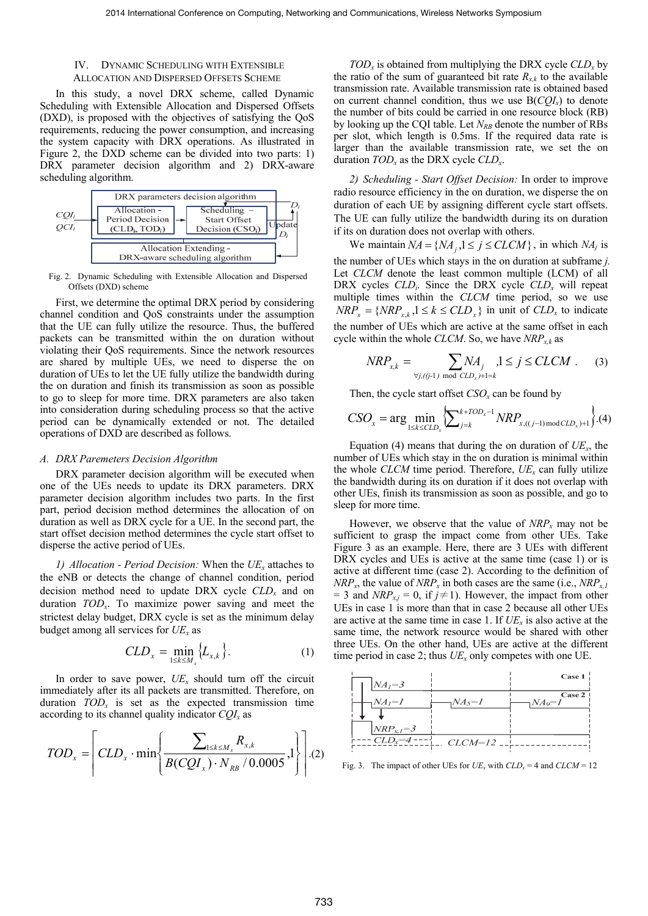## IV. Dynamic Scheduling with Extensible Allocation and Dispersed Offsets Scheme

In this study, a novel DRX scheme, called Dynamic Scheduling with Extensible Allocation and Dispersed Offsets (DXD), is proposed with the objectives of satisfying the QoS requirements, reducing the power consumption, and increasing the system capacity with DRX operations. As illustrated in Figure 2, the DXD scheme can be divided into two parts: 1) DRX parameter decision algorithm and 2) DRX-aware scheduling algorithm.

Fig. 2. Dynamic Scheduling with Extensible Allocation and Dispersed Offsets (DXD) scheme

First, we determine the optimal DRX period by considering channel condition and QoS constraints under the assumption that the UE can fully utilize the resource. Thus, the buffered packets can be transmitted within the on duration without violating their QoS requirements. Since the network resources are shared by multiple UEs, we need to disperse the on duration of UEs to let the UE fully utilize the bandwidth during the on duration and finish its transmission as soon as possible to go to sleep for more time. DRX parameters are also taken into consideration during scheduling process so that the active period can be dynamically extended or not. The detailed operations of DXD are described as follows.

### A. DRX Paremeters Decision Algorithm

DRX parameter decision algorithm will be executed when one of the UEs needs to update its DRX parameters. DRX parameter decision algorithm includes two parts. In the first part, period decision method determines the allocation of on duration as well as DRX cycle for a UE. In the second part, the start offset decision method determines the cycle start offset to disperse the active period of UEs.

*1) Allocation - Period Decision:* When the $UE_x$ attaches to the eNB or detects the change of channel condition, period decision method need to update DRX cycle $CLD_x$ and on duration $TOD_x$. To maximize power saving and meet the strictest delay budget, DRX cycle is set as the minimum delay budget among all services for $UE_x$ as

$$CLD_x = \min_{1 \le k \le M_x} \{L_{x,k}\}. \tag{1}$$

In order to save power, $UE_x$ should turn off the circuit immediately after its all packets are transmitted. Therefore, on duration $TOD_x$ is set as the expected transmission time according to its channel quality indicator $CQI_x$ as

$$TOD_x = \left\lceil CLD_x \cdot \min\left\{ \frac{\sum_{1 \le k \le M_x} R_{x,k}}{B(CQI_x) \cdot N_{RB} / 0.0005}, 1 \right\} \right\rceil. \tag{2}$$

$TOD_x$ is obtained from multiplying the DRX cycle $CLD_x$ by the ratio of the sum of guaranteed bit rate $R_{x,k}$ to the available transmission rate. Available transmission rate is obtained based on current channel condition, thus we use $B(CQI_x)$ to denote the number of bits could be carried in one resource block (RB) by looking up the CQI table. Let $N_{RB}$ denote the number of RBs per slot, which length is 0.5ms. If the required data rate is larger than the available transmission rate, we set the on duration $TOD_x$ as the DRX cycle $CLD_x$.

*2) Scheduling - Start Offset Decision:* In order to improve radio resource efficiency in the on duration, we disperse the on duration of each UE by assigning different cycle start offsets. The UE can fully utilize the bandwidth during its on duration if its on duration does not overlap with others.

We maintain $NA = \{NA_j, 1 \le j \le CLCM\}$, in which $NA_j$ is the number of UEs which stays in the on duration at subframe $j$. Let $CLCM$ denote the least common multiple (LCM) of all DRX cycles $CLD_i$. Since the DRX cycle $CLD_x$ will repeat multiple times within the $CLCM$ time period, so we use $NRP_x = \{NRP_{x,k}, 1 \le k \le CLD_x\}$ in unit of $CLD_x$ to indicate the number of UEs which are active at the same offset in each cycle within the whole $CLCM$. So, we have $NRP_{x,k}$ as

$$NRP_{x,k} = \sum_{\forall j, ((j-1) \bmod CLD_x)+1=k} NA_j \quad , 1 \le j \le CLCM. \tag{3}$$

Then, the cycle start offset $CSO_x$ can be found by

$$CSO_x = \arg \min_{1 \le k \le CLD_x} \left\{ \sum_{j=k}^{k+TOD_x-1} NRP_{x,((j-1) \bmod CLD_x)+1} \right\}. \tag{4}$$

Equation (4) means that during the on duration of $UE_x$, the number of UEs which stay in the on duration is minimal within the whole $CLCM$ time period. Therefore, $UE_x$ can fully utilize the bandwidth during its on duration if it does not overlap with other UEs, finish its transmission as soon as possible, and go to sleep for more time.

However, we observe that the value of $NRP_x$ may not be sufficient to grasp the impact come from other UEs. Take Figure 3 as an example. Here, there are 3 UEs with different DRX cycles and UEs is active at the same time (case 1) or is active at different time (case 2). According to the definition of $NRP_x$, the value of $NRP_x$ in both cases are the same (i.e., $NRP_{x,1} = 3$ and $NRP_{x,j} = 0$, if $j \neq 1$). However, the impact from other UEs in case 1 is more than that in case 2 because all other UEs are active at the same time in case 1. If $UE_x$ is also active at the same time, the network resource would be shared with other three UEs. On the other hand, UEs are active at the different time period in case 2; thus $UE_x$ only competes with one UE.

Fig. 3. The impact of other UEs for $UE_x$ with $CLD_x = 4$ and $CLCM = 12$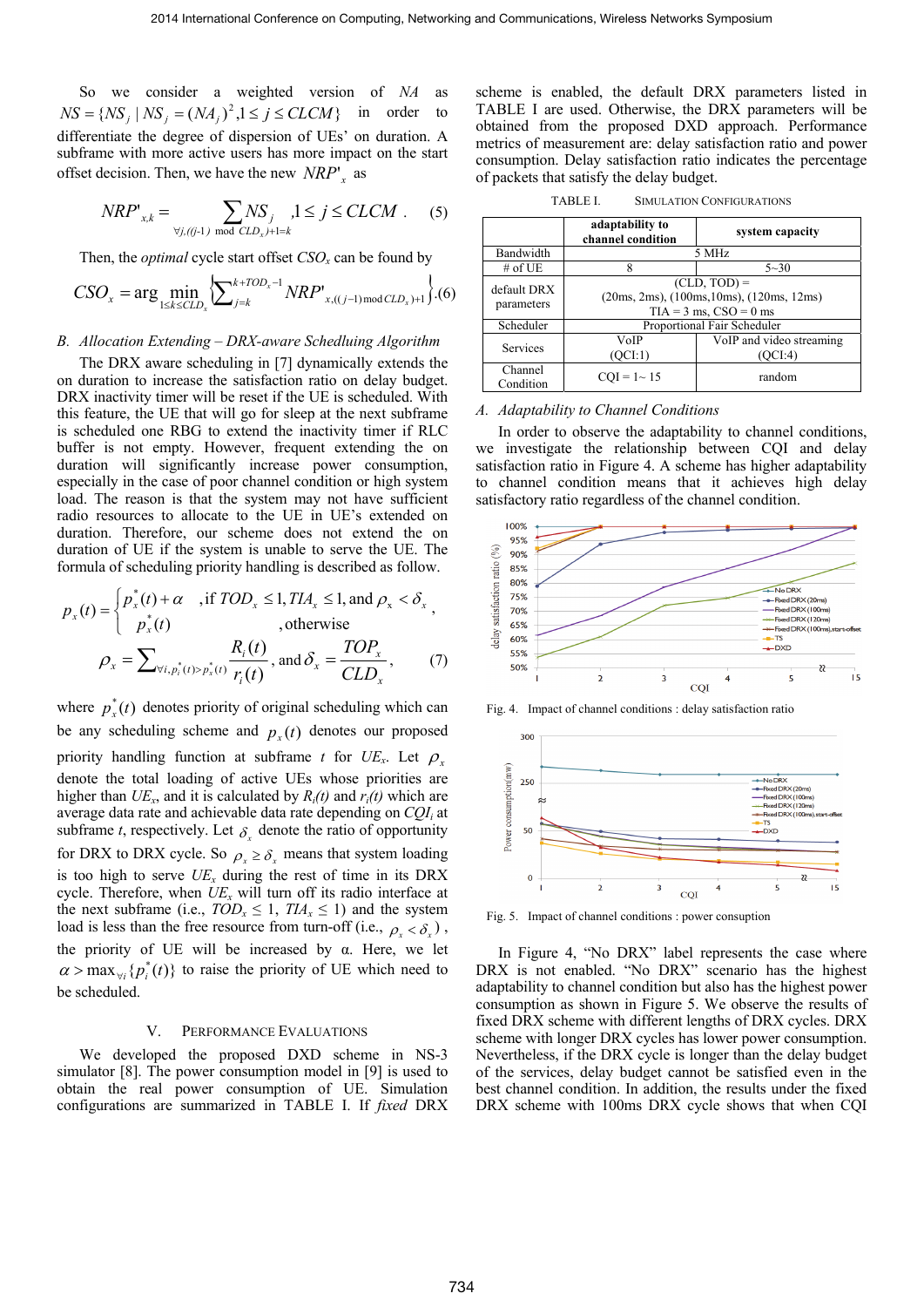So we consider a weighted version of $NA$ as $NS = \{NS_j \mid NS_j = (NA_j)^2, 1 \le j \le CLCM\}$ in order to differentiate the degree of dispersion of UEs' on duration. A subframe with more active users has more impact on the start offset decision. Then, we have the new $NRP'_x$ as

$$NRP'_{x,k} = \sum_{\forall j, ((j-1) \bmod CLD_x)+1=k} NS_j \quad , 1 \le j \le CLCM . \qquad (5)$$

Then, the *optimal* cycle start offset $CSO_x$ can be found by

$$CSO_x = \arg\min_{1 \le k \le CLD_x} \left\{ \sum_{j=k}^{k+TOD_x-1} NRP'_{x,((j-1) \bmod CLD_x)+1} \right\} . (6)$$

## B. Allocation Extending – DRX-aware Schedluing Algorithm

The DRX aware scheduling in [7] dynamically extends the on duration to increase the satisfaction ratio on delay budget. DRX inactivity timer will be reset if the UE is scheduled. With this feature, the UE that will go for sleep at the next subframe is scheduled one RBG to extend the inactivity timer if RLC buffer is not empty. However, frequent extending the on duration will significantly increase power consumption, especially in the case of poor channel condition or high system load. The reason is that the system may not have sufficient radio resources to allocate to the UE in UE's extended on duration. Therefore, our scheme does not extend the on duration of UE if the system is unable to serve the UE. The formula of scheduling priority handling is described as follow.

$$p_x(t) = \begin{cases} p_x^*(t) + \alpha & , \text{if } TOD_x \le 1, TIA_x \le 1, \text{and } \rho_x < \delta_x \\ p_x^*(t) & , \text{otherwise} \end{cases} ,$$

$$\rho_x = \sum_{\forall i, p_i^*(t) > p_x^*(t)} \frac{R_i(t)}{r_i(t)}, \text{ and } \delta_x = \frac{TOP_x}{CLD_x}, \qquad (7)$$

where $p_x^*(t)$ denotes priority of original scheduling which can be any scheduling scheme and $p_x(t)$ denotes our proposed priority handling function at subframe $t$ for $UE_x$. Let $\rho_x$ denote the total loading of active UEs whose priorities are higher than $UE_x$, and it is calculated by $R_i(t)$ and $r_i(t)$ which are average data rate and achievable data rate depending on $CQI_i$ at subframe $t$, respectively. Let $\delta_x$ denote the ratio of opportunity for DRX to DRX cycle. So $\rho_x \ge \delta_x$ means that system loading is too high to serve $UE_x$ during the rest of time in its DRX cycle. Therefore, when $UE_x$ will turn off its radio interface at the next subframe (i.e., $TOD_x \le 1$, $TIA_x \le 1$) and the system load is less than the free resource from turn-off (i.e., $\rho_x < \delta_x$), the priority of UE will be increased by α. Here, we let $\alpha > \max_{\forall i}\{p_i^*(t)\}$ to raise the priority of UE which need to be scheduled.

# V. Performance Evaluations

We developed the proposed DXD scheme in NS-3 simulator [8]. The power consumption model in [9] is used to obtain the real power consumption of UE. Simulation configurations are summarized in TABLE I. If *fixed* DRX scheme is enabled, the default DRX parameters listed in TABLE I are used. Otherwise, the DRX parameters will be obtained from the proposed DXD approach. Performance metrics of measurement are: delay satisfaction ratio and power consumption. Delay satisfaction ratio indicates the percentage of packets that satisfy the delay budget.

TABLE I. Simulation Configurations

| | adaptability to channel condition | system capacity |
|---|---|---|
| Bandwidth | 5 MHz | |
| # of UE | 8 | 5~30 |
| default DRX parameters | (CLD, TOD) = (20ms, 2ms), (100ms,10ms), (120ms, 12ms) TIA = 3 ms, CSO = 0 ms | |
| Scheduler | Proportional Fair Scheduler | |
| Services | VoIP (QCI:1) | VoIP and video streaming (QCI:4) |
| Channel Condition | CQI = 1~ 15 | random |

## A. Adaptability to Channel Conditions

In order to observe the adaptability to channel conditions, we investigate the relationship between CQI and delay satisfaction ratio in Figure 4. A scheme has higher adaptability to channel condition means that it achieves high delay satisfactory ratio regardless of the channel condition.

Fig. 4. Impact of channel conditions : delay satisfaction ratio

Fig. 5. Impact of channel conditions : power consuption

In Figure 4, "No DRX" label represents the case where DRX is not enabled. "No DRX" scenario has the highest adaptability to channel condition but also has the highest power consumption as shown in Figure 5. We observe the results of fixed DRX scheme with different lengths of DRX cycles. DRX scheme with longer DRX cycles has lower power consumption. Nevertheless, if the DRX cycle is longer than the delay budget of the services, delay budget cannot be satisfied even in the best channel condition. In addition, the results under the fixed DRX scheme with 100ms DRX cycle shows that when CQI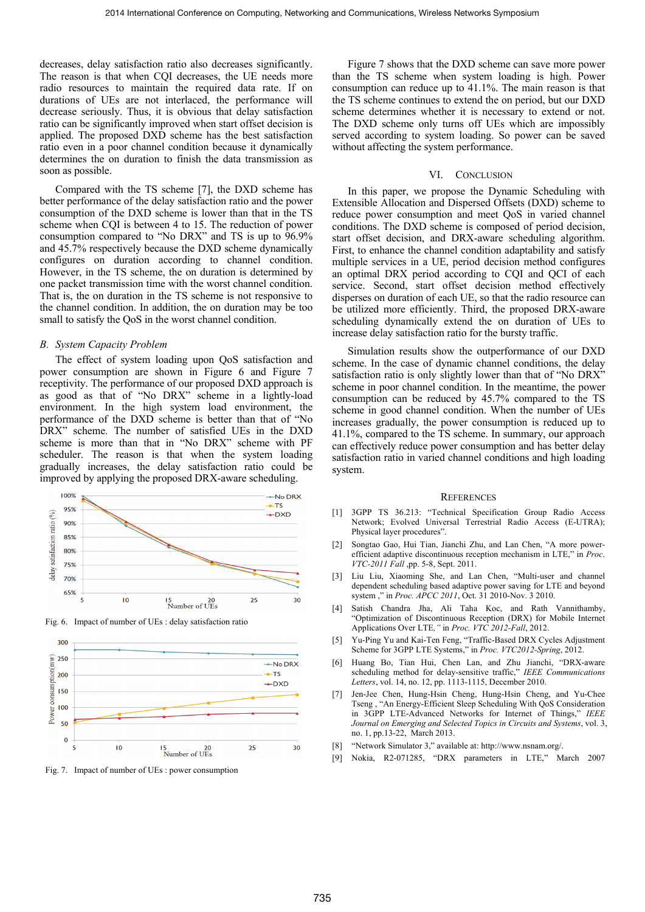decreases, delay satisfaction ratio also decreases significantly. The reason is that when CQI decreases, the UE needs more radio resources to maintain the required data rate. If on durations of UEs are not interlaced, the performance will decrease seriously. Thus, it is obvious that delay satisfaction ratio can be significantly improved when start offset decision is applied. The proposed DXD scheme has the best satisfaction ratio even in a poor channel condition because it dynamically determines the on duration to finish the data transmission as soon as possible.

Compared with the TS scheme [7], the DXD scheme has better performance of the delay satisfaction ratio and the power consumption of the DXD scheme is lower than that in the TS scheme when CQI is between 4 to 15. The reduction of power consumption compared to "No DRX" and TS is up to 96.9% and 45.7% respectively because the DXD scheme dynamically configures on duration according to channel condition. However, in the TS scheme, the on duration is determined by one packet transmission time with the worst channel condition. That is, the on duration in the TS scheme is not responsive to the channel condition. In addition, the on duration may be too small to satisfy the QoS in the worst channel condition.

### *B. System Capacity Problem*

The effect of system loading upon QoS satisfaction and power consumption are shown in Figure 6 and Figure 7 receptivity. The performance of our proposed DXD approach is as good as that of "No DRX" scheme in a lightly-load environment. In the high system load environment, the performance of the DXD scheme is better than that of "No DRX" scheme. The number of satisfied UEs in the DXD scheme is more than that in "No DRX" scheme with PF scheduler. The reason is that when the system loading gradually increases, the delay satisfaction ratio could be improved by applying the proposed DRX-aware scheduling.

100%
95%
90%
85%
80%
75%
70%
65%
delay satisfaction ratio (%)
5
10
15
20
25
30
Number of UEs
No DRX
TS
DXD

Fig. 6. Impact of number of UEs : delay satisfaction ratio

300
250
200
150
100
50
0
Power consumption(mw)
5
10
15
20
25
30
Number of UEs
No DRX
TS
DXD

Fig. 7. Impact of number of UEs : power consumption

Figure 7 shows that the DXD scheme can save more power than the TS scheme when system loading is high. Power consumption can reduce up to 41.1%. The main reason is that the TS scheme continues to extend the on period, but our DXD scheme determines whether it is necessary to extend or not. The DXD scheme only turns off UEs which are impossibly served according to system loading. So power can be saved without affecting the system performance.

## VI. CONCLUSION

In this paper, we propose the Dynamic Scheduling with Extensible Allocation and Dispersed Offsets (DXD) scheme to reduce power consumption and meet QoS in varied channel conditions. The DXD scheme is composed of period decision, start offset decision, and DRX-aware scheduling algorithm. First, to enhance the channel condition adaptability and satisfy multiple services in a UE, period decision method configures an optimal DRX period according to CQI and QCI of each service. Second, start offset decision method effectively disperses on duration of each UE, so that the radio resource can be utilized more efficiently. Third, the proposed DRX-aware scheduling dynamically extend the on duration of UEs to increase delay satisfaction ratio for the bursty traffic.

Simulation results show the outperformance of our DXD scheme. In the case of dynamic channel conditions, the delay satisfaction ratio is only slightly lower than that of "No DRX" scheme in poor channel condition. In the meantime, the power consumption can be reduced by 45.7% compared to the TS scheme in good channel condition. When the number of UEs increases gradually, the power consumption is reduced up to 41.1%, compared to the TS scheme. In summary, our approach can effectively reduce power consumption and has better delay satisfaction ratio in varied channel conditions and high loading system.

## REFERENCES

[1] 3GPP TS 36.213: "Technical Specification Group Radio Access Network; Evolved Universal Terrestrial Radio Access (E-UTRA); Physical layer procedures".

[2] Songtao Gao, Hui Tian, Jianchi Zhu, and Lan Chen, "A more power-efficient adaptive discontinuous reception mechanism in LTE," in *Proc. VTC-2011 Fall* ,pp. 5-8, Sept. 2011.

[3] Liu Liu, Xiaoming She, and Lan Chen, "Multi-user and channel dependent scheduling based adaptive power saving for LTE and beyond system ," in *Proc. APCC 2011*, Oct. 31 2010-Nov. 3 2010.

[4] Satish Chandra Jha, Ali Taha Koc, and Rath Vannithamby, "Optimization of Discontinuous Reception (DRX) for Mobile Internet Applications Over LTE,*"* in *Proc. VTC 2012-Fall*, 2012.

[5] Yu-Ping Yu and Kai-Ten Feng, "Traffic-Based DRX Cycles Adjustment Scheme for 3GPP LTE Systems," in *Proc. VTC2012-Spring*, 2012.

[6] Huang Bo, Tian Hui, Chen Lan, and Zhu Jianchi, "DRX-aware scheduling method for delay-sensitive traffic," *IEEE Communications Letters*, vol. 14, no. 12, pp. 1113-1115, December 2010.

[7] Jen-Jee Chen, Hung-Hsin Cheng, Hung-Hsin Cheng, and Yu-Chee Tseng , "An Energy-Efficient Sleep Scheduling With QoS Consideration in 3GPP LTE-Advanced Networks for Internet of Things," *IEEE Journal on Emerging and Selected Topics in Circuits and Systems*, vol. 3, no. 1, pp.13-22, March 2013.

[8] "Network Simulator 3," available at: http://www.nsnam.org/.

[9] Nokia, R2-071285, "DRX parameters in LTE," March 2007